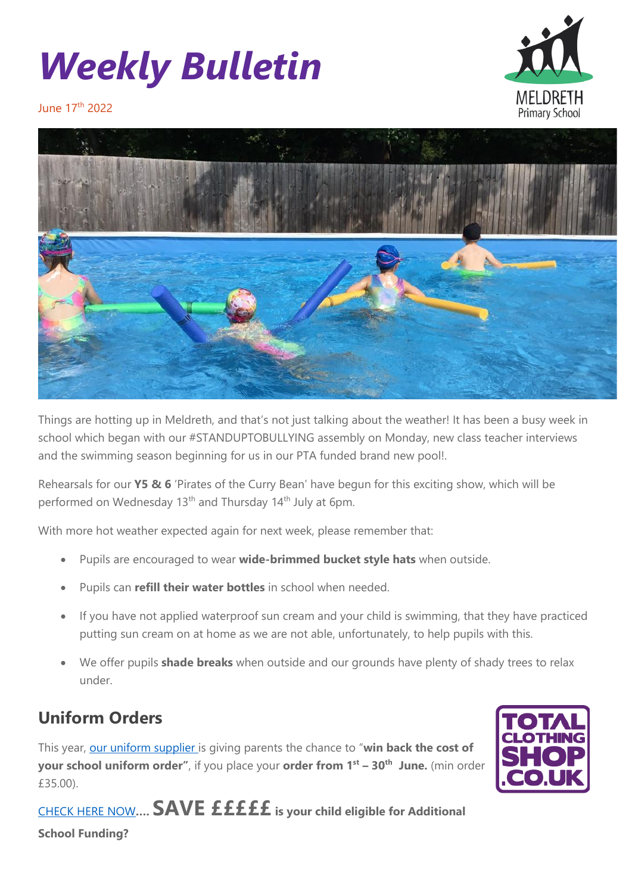# *Weekly Bulletin*

June 17th 2022

Things are hotting up in Meldreth, and that's not just talking about the weather! It has been a busy week in school which began with our #STANDUPTOBULLYING assembly on Monday, new class teacher interviews and the swimming season beginning for us in our PTA funded brand new pool!.

Rehearsals for our **Y5 & 6** 'Pirates of the Curry Bean' have begun for this exciting show, which will be performed on Wednesday 13th and Thursday 14th July at 6pm.

With more hot weather expected again for next week, please remember that:

- Pupils are encouraged to wear **wide-brimmed bucket style hats** when outside.
- Pupils can **refill their water bottles** in school when needed.
- If you have not applied waterproof sun cream and your child is swimming, that they have practiced putting sun cream on at home as we are not able, unfortunately, to help pupils with this.
- We offer pupils **shade breaks** when outside and our grounds have plenty of shady trees to relax under.

## Uniform Orders

This year, our uniform supplier is giving parents the chance to "**win back the cost of your school uniform order"**, if you place your **order from 1st – 30th June.** (min order £35.00).

CHECK HERE NOW**.... SAVE £££££ is your child eligible for Additional School Funding?**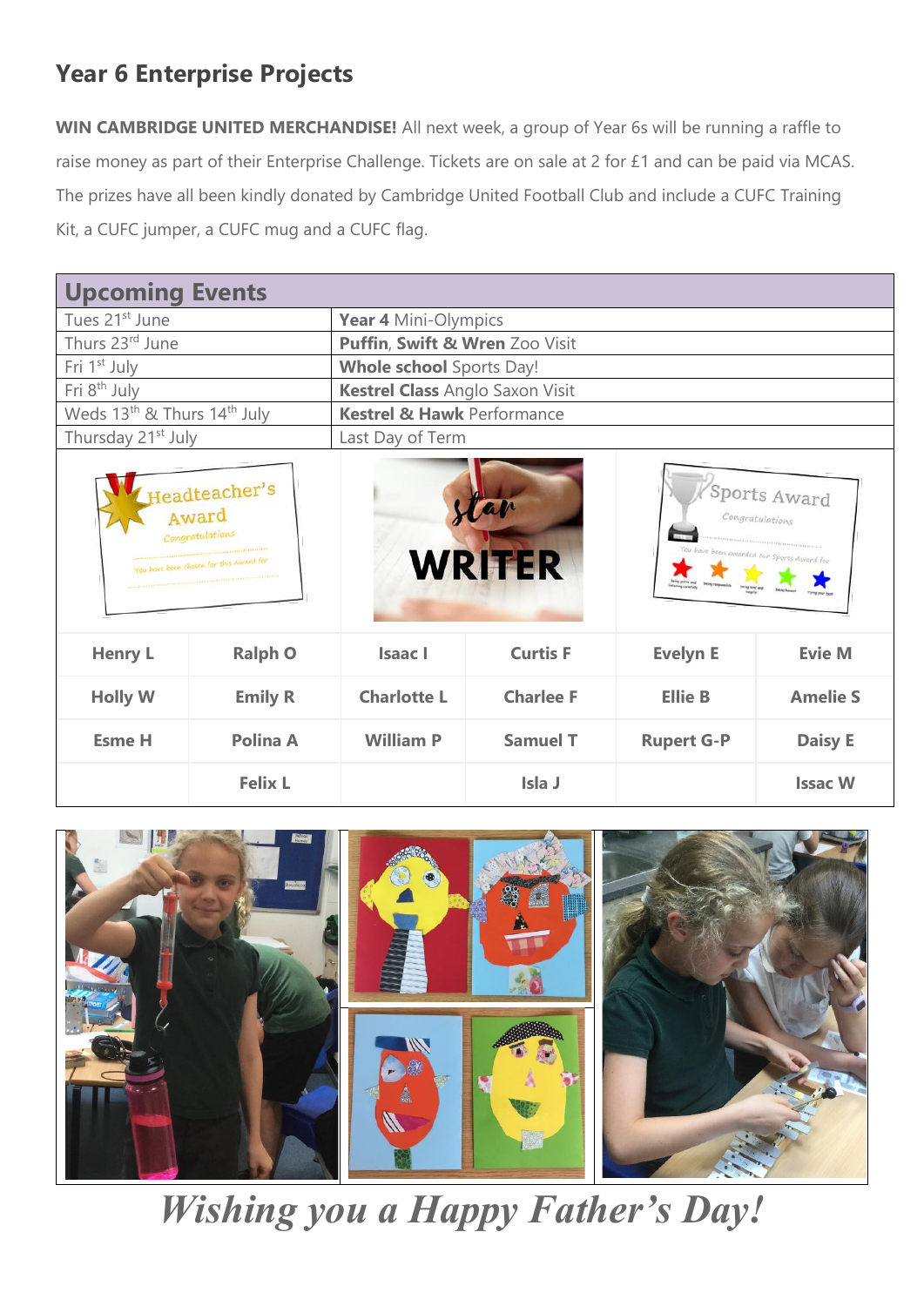## Year 6 Enterprise Projects

**WIN CAMBRIDGE UNITED MERCHANDISE!** All next week, a group of Year 6s will be running a raffle to raise money as part of their Enterprise Challenge. Tickets are on sale at 2 for £1 and can be paid via MCAS. The prizes have all been kindly donated by Cambridge United Football Club and include a CUFC Training Kit, a CUFC jumper, a CUFC mug and a CUFC flag.

| Upcoming Events | |
|---|---|
| Tues 21st June | **Year 4** Mini-Olympics |
| Thurs 23rd June | **Puffin**, **Swift & Wren** Zoo Visit |
| Fri 1st July | **Whole school** Sports Day! |
| Fri 8th July | **Kestrel Class** Anglo Saxon Visit |
| Weds 13th & Thurs 14th July | **Kestrel & Hawk** Performance |
| Thursday 21st July | Last Day of Term |

| Headteacher's Award | | Star Writer | | Sports Award | |
|---|---|---|---|---|---|
| **Henry L** | **Ralph O** | **Isaac I** | **Curtis F** | **Evelyn E** | **Evie M** |
| **Holly W** | **Emily R** | **Charlotte L** | **Charlee F** | **Ellie B** | **Amelie S** |
| **Esme H** | **Polina A** | **William P** | **Samuel T** | **Rupert G-P** | **Daisy E** |
| | **Felix L** | | **Isla J** | | **Issac W** |

*Wishing you a Happy Father's Day!*